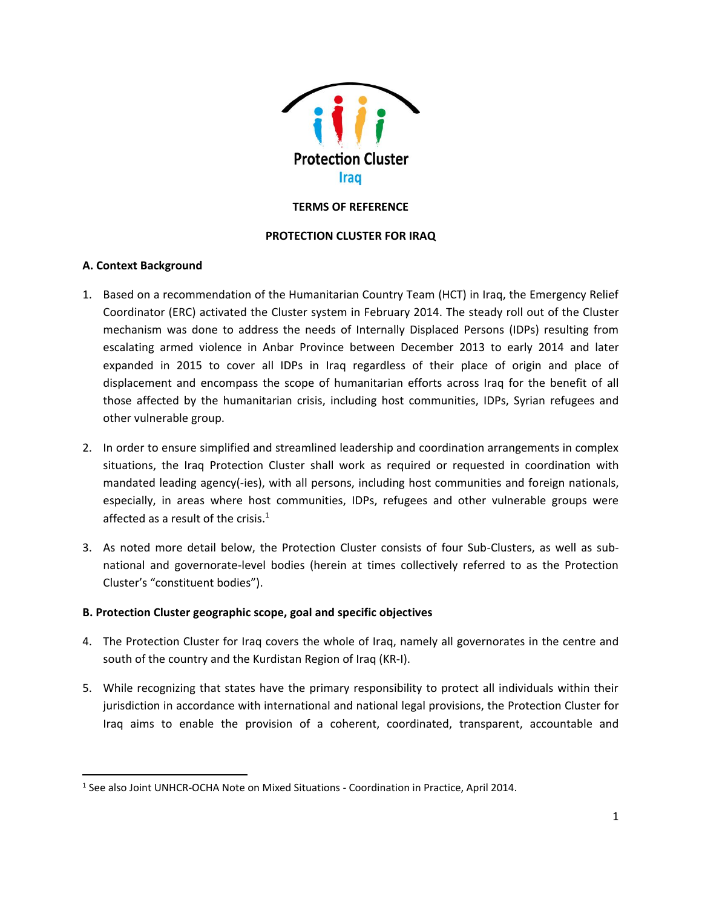Protection Cluster
Iraq

# TERMS OF REFERENCE

# PROTECTION CLUSTER FOR IRAQ

## A. Context Background

1. Based on a recommendation of the Humanitarian Country Team (HCT) in Iraq, the Emergency Relief Coordinator (ERC) activated the Cluster system in February 2014. The steady roll out of the Cluster mechanism was done to address the needs of Internally Displaced Persons (IDPs) resulting from escalating armed violence in Anbar Province between December 2013 to early 2014 and later expanded in 2015 to cover all IDPs in Iraq regardless of their place of origin and place of displacement and encompass the scope of humanitarian efforts across Iraq for the benefit of all those affected by the humanitarian crisis, including host communities, IDPs, Syrian refugees and other vulnerable group.

2. In order to ensure simplified and streamlined leadership and coordination arrangements in complex situations, the Iraq Protection Cluster shall work as required or requested in coordination with mandated leading agency(-ies), with all persons, including host communities and foreign nationals, especially, in areas where host communities, IDPs, refugees and other vulnerable groups were affected as a result of the crisis.[1]

3. As noted more detail below, the Protection Cluster consists of four Sub-Clusters, as well as sub-national and governorate-level bodies (herein at times collectively referred to as the Protection Cluster's "constituent bodies").

## B. Protection Cluster geographic scope, goal and specific objectives

4. The Protection Cluster for Iraq covers the whole of Iraq, namely all governorates in the centre and south of the country and the Kurdistan Region of Iraq (KR-I).

5. While recognizing that states have the primary responsibility to protect all individuals within their jurisdiction in accordance with international and national legal provisions, the Protection Cluster for Iraq aims to enable the provision of a coherent, coordinated, transparent, accountable and

[1] See also Joint UNHCR-OCHA Note on Mixed Situations - Coordination in Practice, April 2014.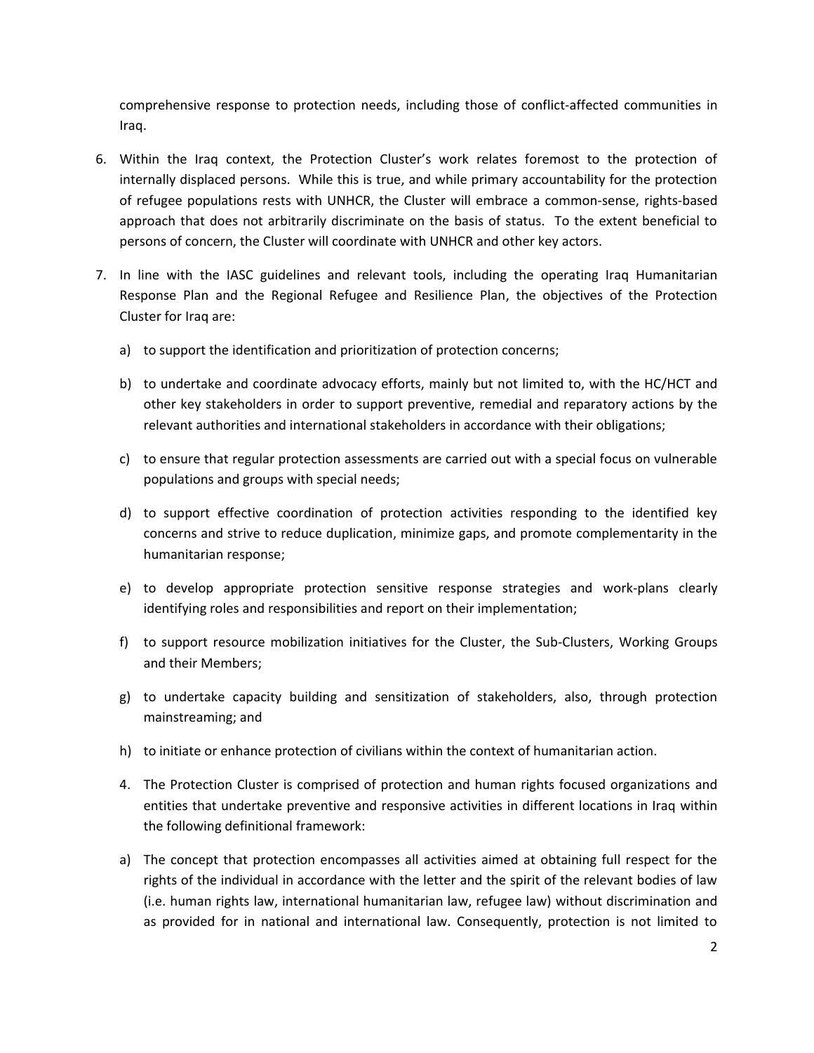comprehensive response to protection needs, including those of conflict-affected communities in Iraq.

6. Within the Iraq context, the Protection Cluster's work relates foremost to the protection of internally displaced persons. While this is true, and while primary accountability for the protection of refugee populations rests with UNHCR, the Cluster will embrace a common-sense, rights-based approach that does not arbitrarily discriminate on the basis of status. To the extent beneficial to persons of concern, the Cluster will coordinate with UNHCR and other key actors.

7. In line with the IASC guidelines and relevant tools, including the operating Iraq Humanitarian Response Plan and the Regional Refugee and Resilience Plan, the objectives of the Protection Cluster for Iraq are:

   a) to support the identification and prioritization of protection concerns;

   b) to undertake and coordinate advocacy efforts, mainly but not limited to, with the HC/HCT and other key stakeholders in order to support preventive, remedial and reparatory actions by the relevant authorities and international stakeholders in accordance with their obligations;

   c) to ensure that regular protection assessments are carried out with a special focus on vulnerable populations and groups with special needs;

   d) to support effective coordination of protection activities responding to the identified key concerns and strive to reduce duplication, minimize gaps, and promote complementarity in the humanitarian response;

   e) to develop appropriate protection sensitive response strategies and work-plans clearly identifying roles and responsibilities and report on their implementation;

   f) to support resource mobilization initiatives for the Cluster, the Sub-Clusters, Working Groups and their Members;

   g) to undertake capacity building and sensitization of stakeholders, also, through protection mainstreaming; and

   h) to initiate or enhance protection of civilians within the context of humanitarian action.

4. The Protection Cluster is comprised of protection and human rights focused organizations and entities that undertake preventive and responsive activities in different locations in Iraq within the following definitional framework:

a) The concept that protection encompasses all activities aimed at obtaining full respect for the rights of the individual in accordance with the letter and the spirit of the relevant bodies of law (i.e. human rights law, international humanitarian law, refugee law) without discrimination and as provided for in national and international law. Consequently, protection is not limited to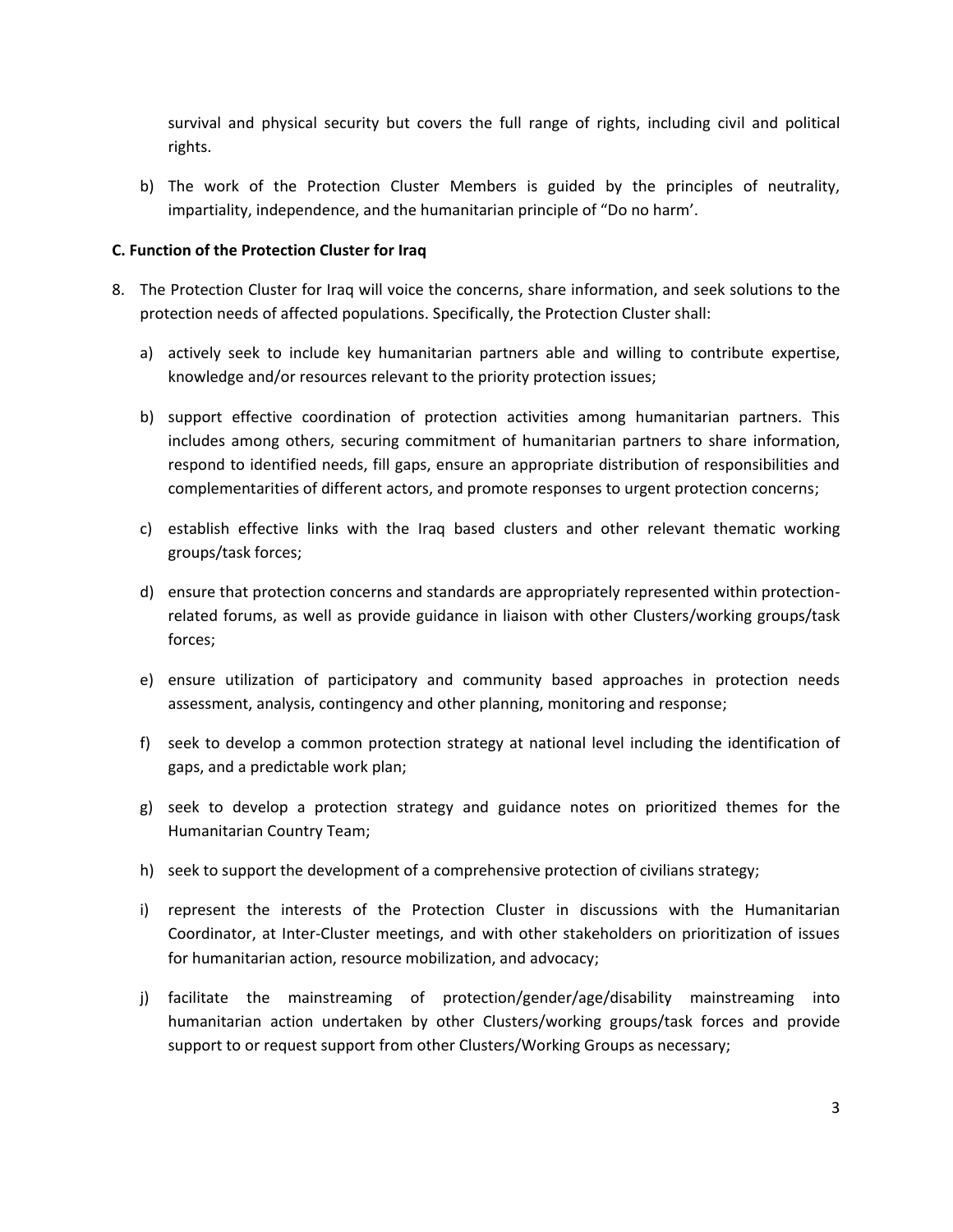survival and physical security but covers the full range of rights, including civil and political rights.

b) The work of the Protection Cluster Members is guided by the principles of neutrality, impartiality, independence, and the humanitarian principle of "Do no harm'.

**C. Function of the Protection Cluster for Iraq**

8. The Protection Cluster for Iraq will voice the concerns, share information, and seek solutions to the protection needs of affected populations. Specifically, the Protection Cluster shall:

   a) actively seek to include key humanitarian partners able and willing to contribute expertise, knowledge and/or resources relevant to the priority protection issues;

   b) support effective coordination of protection activities among humanitarian partners. This includes among others, securing commitment of humanitarian partners to share information, respond to identified needs, fill gaps, ensure an appropriate distribution of responsibilities and complementarities of different actors, and promote responses to urgent protection concerns;

   c) establish effective links with the Iraq based clusters and other relevant thematic working groups/task forces;

   d) ensure that protection concerns and standards are appropriately represented within protection-related forums, as well as provide guidance in liaison with other Clusters/working groups/task forces;

   e) ensure utilization of participatory and community based approaches in protection needs assessment, analysis, contingency and other planning, monitoring and response;

   f) seek to develop a common protection strategy at national level including the identification of gaps, and a predictable work plan;

   g) seek to develop a protection strategy and guidance notes on prioritized themes for the Humanitarian Country Team;

   h) seek to support the development of a comprehensive protection of civilians strategy;

   i) represent the interests of the Protection Cluster in discussions with the Humanitarian Coordinator, at Inter-Cluster meetings, and with other stakeholders on prioritization of issues for humanitarian action, resource mobilization, and advocacy;

   j) facilitate the mainstreaming of protection/gender/age/disability mainstreaming into humanitarian action undertaken by other Clusters/working groups/task forces and provide support to or request support from other Clusters/Working Groups as necessary;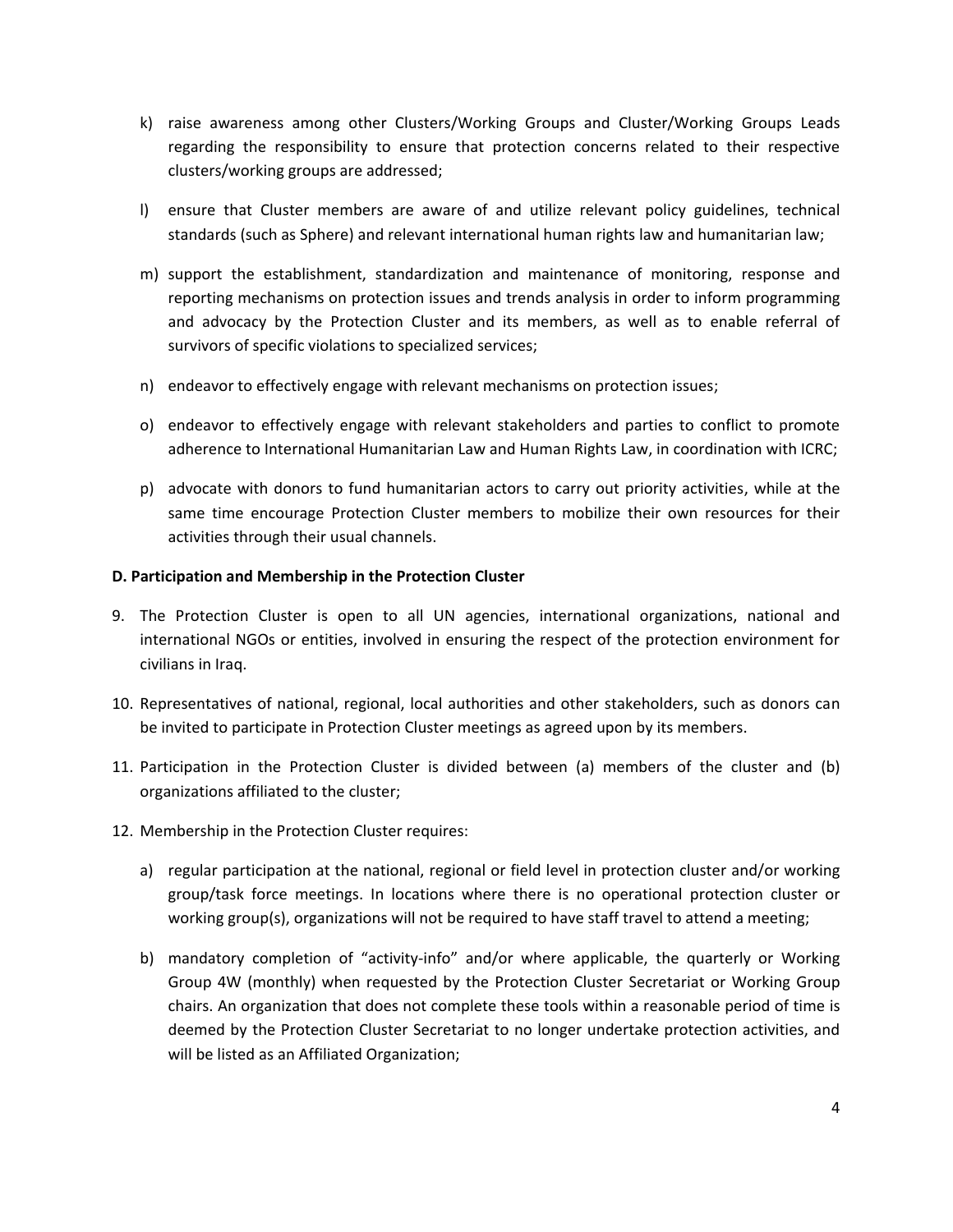k) raise awareness among other Clusters/Working Groups and Cluster/Working Groups Leads regarding the responsibility to ensure that protection concerns related to their respective clusters/working groups are addressed;

l) ensure that Cluster members are aware of and utilize relevant policy guidelines, technical standards (such as Sphere) and relevant international human rights law and humanitarian law;

m) support the establishment, standardization and maintenance of monitoring, response and reporting mechanisms on protection issues and trends analysis in order to inform programming and advocacy by the Protection Cluster and its members, as well as to enable referral of survivors of specific violations to specialized services;

n) endeavor to effectively engage with relevant mechanisms on protection issues;

o) endeavor to effectively engage with relevant stakeholders and parties to conflict to promote adherence to International Humanitarian Law and Human Rights Law, in coordination with ICRC;

p) advocate with donors to fund humanitarian actors to carry out priority activities, while at the same time encourage Protection Cluster members to mobilize their own resources for their activities through their usual channels.

**D. Participation and Membership in the Protection Cluster**

9. The Protection Cluster is open to all UN agencies, international organizations, national and international NGOs or entities, involved in ensuring the respect of the protection environment for civilians in Iraq.

10. Representatives of national, regional, local authorities and other stakeholders, such as donors can be invited to participate in Protection Cluster meetings as agreed upon by its members.

11. Participation in the Protection Cluster is divided between (a) members of the cluster and (b) organizations affiliated to the cluster;

12. Membership in the Protection Cluster requires:

    a) regular participation at the national, regional or field level in protection cluster and/or working group/task force meetings. In locations where there is no operational protection cluster or working group(s), organizations will not be required to have staff travel to attend a meeting;

    b) mandatory completion of "activity-info" and/or where applicable, the quarterly or Working Group 4W (monthly) when requested by the Protection Cluster Secretariat or Working Group chairs. An organization that does not complete these tools within a reasonable period of time is deemed by the Protection Cluster Secretariat to no longer undertake protection activities, and will be listed as an Affiliated Organization;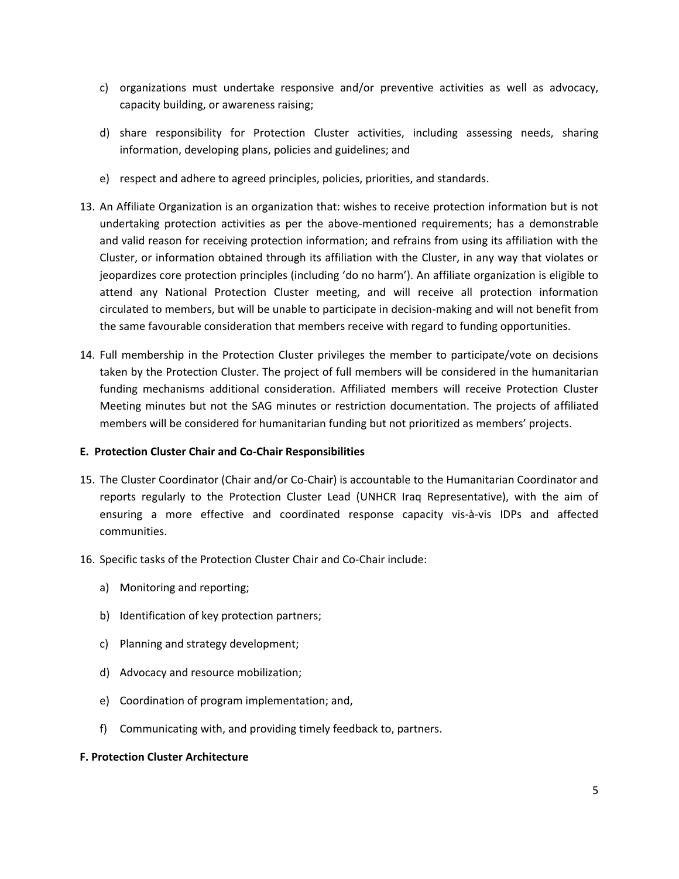c) organizations must undertake responsive and/or preventive activities as well as advocacy, capacity building, or awareness raising;

d) share responsibility for Protection Cluster activities, including assessing needs, sharing information, developing plans, policies and guidelines; and

e) respect and adhere to agreed principles, policies, priorities, and standards.

13. An Affiliate Organization is an organization that: wishes to receive protection information but is not undertaking protection activities as per the above-mentioned requirements; has a demonstrable and valid reason for receiving protection information; and refrains from using its affiliation with the Cluster, or information obtained through its affiliation with the Cluster, in any way that violates or jeopardizes core protection principles (including 'do no harm'). An affiliate organization is eligible to attend any National Protection Cluster meeting, and will receive all protection information circulated to members, but will be unable to participate in decision-making and will not benefit from the same favourable consideration that members receive with regard to funding opportunities.

14. Full membership in the Protection Cluster privileges the member to participate/vote on decisions taken by the Protection Cluster. The project of full members will be considered in the humanitarian funding mechanisms additional consideration. Affiliated members will receive Protection Cluster Meeting minutes but not the SAG minutes or restriction documentation. The projects of affiliated members will be considered for humanitarian funding but not prioritized as members' projects.

**E. Protection Cluster Chair and Co-Chair Responsibilities**

15. The Cluster Coordinator (Chair and/or Co-Chair) is accountable to the Humanitarian Coordinator and reports regularly to the Protection Cluster Lead (UNHCR Iraq Representative), with the aim of ensuring a more effective and coordinated response capacity vis-à-vis IDPs and affected communities.

16. Specific tasks of the Protection Cluster Chair and Co-Chair include:

    a) Monitoring and reporting;

    b) Identification of key protection partners;

    c) Planning and strategy development;

    d) Advocacy and resource mobilization;

    e) Coordination of program implementation; and,

    f) Communicating with, and providing timely feedback to, partners.

**F. Protection Cluster Architecture**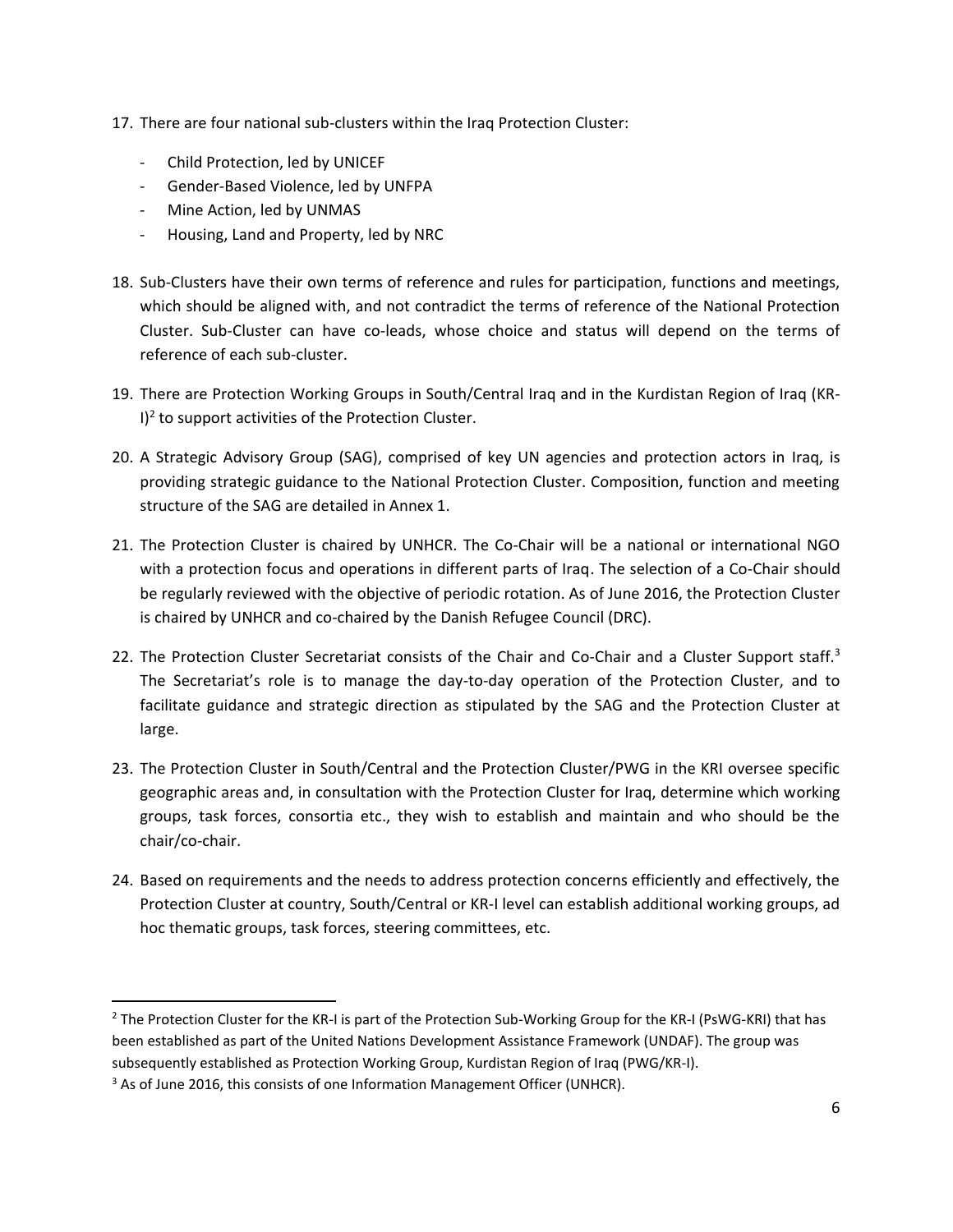17. There are four national sub-clusters within the Iraq Protection Cluster:

    - Child Protection, led by UNICEF
    - Gender-Based Violence, led by UNFPA
    - Mine Action, led by UNMAS
    - Housing, Land and Property, led by NRC

18. Sub-Clusters have their own terms of reference and rules for participation, functions and meetings, which should be aligned with, and not contradict the terms of reference of the National Protection Cluster. Sub-Cluster can have co-leads, whose choice and status will depend on the terms of reference of each sub-cluster.

19. There are Protection Working Groups in South/Central Iraq and in the Kurdistan Region of Iraq (KR-I)[2] to support activities of the Protection Cluster.

20. A Strategic Advisory Group (SAG), comprised of key UN agencies and protection actors in Iraq, is providing strategic guidance to the National Protection Cluster. Composition, function and meeting structure of the SAG are detailed in Annex 1.

21. The Protection Cluster is chaired by UNHCR. The Co-Chair will be a national or international NGO with a protection focus and operations in different parts of Iraq. The selection of a Co-Chair should be regularly reviewed with the objective of periodic rotation. As of June 2016, the Protection Cluster is chaired by UNHCR and co-chaired by the Danish Refugee Council (DRC).

22. The Protection Cluster Secretariat consists of the Chair and Co-Chair and a Cluster Support staff.[3] The Secretariat's role is to manage the day-to-day operation of the Protection Cluster, and to facilitate guidance and strategic direction as stipulated by the SAG and the Protection Cluster at large.

23. The Protection Cluster in South/Central and the Protection Cluster/PWG in the KRI oversee specific geographic areas and, in consultation with the Protection Cluster for Iraq, determine which working groups, task forces, consortia etc., they wish to establish and maintain and who should be the chair/co-chair.

24. Based on requirements and the needs to address protection concerns efficiently and effectively, the Protection Cluster at country, South/Central or KR-I level can establish additional working groups, ad hoc thematic groups, task forces, steering committees, etc.

---

[2] The Protection Cluster for the KR-I is part of the Protection Sub-Working Group for the KR-I (PsWG-KRI) that has been established as part of the United Nations Development Assistance Framework (UNDAF). The group was subsequently established as Protection Working Group, Kurdistan Region of Iraq (PWG/KR-I).

[3] As of June 2016, this consists of one Information Management Officer (UNHCR).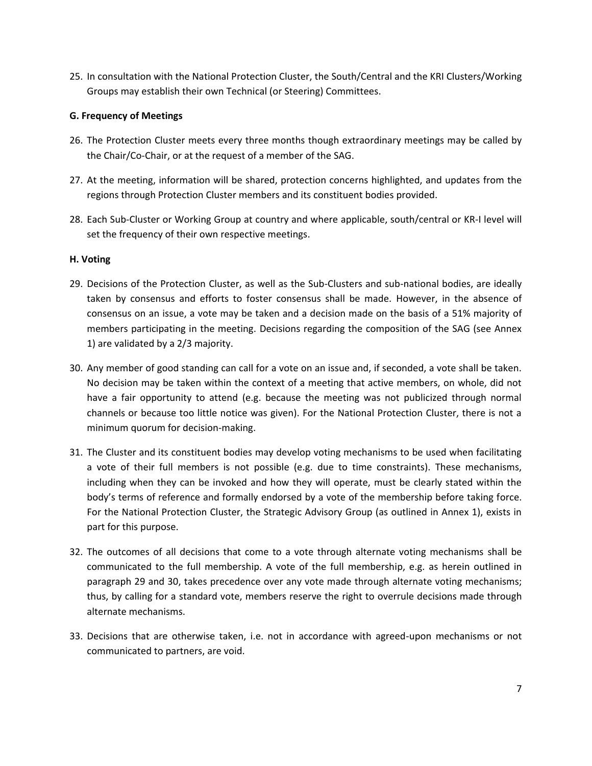25. In consultation with the National Protection Cluster, the South/Central and the KRI Clusters/Working Groups may establish their own Technical (or Steering) Committees.

**G. Frequency of Meetings**

26. The Protection Cluster meets every three months though extraordinary meetings may be called by the Chair/Co-Chair, or at the request of a member of the SAG.

27. At the meeting, information will be shared, protection concerns highlighted, and updates from the regions through Protection Cluster members and its constituent bodies provided.

28. Each Sub-Cluster or Working Group at country and where applicable, south/central or KR-I level will set the frequency of their own respective meetings.

**H. Voting**

29. Decisions of the Protection Cluster, as well as the Sub-Clusters and sub-national bodies, are ideally taken by consensus and efforts to foster consensus shall be made. However, in the absence of consensus on an issue, a vote may be taken and a decision made on the basis of a 51% majority of members participating in the meeting. Decisions regarding the composition of the SAG (see Annex 1) are validated by a 2/3 majority.

30. Any member of good standing can call for a vote on an issue and, if seconded, a vote shall be taken. No decision may be taken within the context of a meeting that active members, on whole, did not have a fair opportunity to attend (e.g. because the meeting was not publicized through normal channels or because too little notice was given). For the National Protection Cluster, there is not a minimum quorum for decision-making.

31. The Cluster and its constituent bodies may develop voting mechanisms to be used when facilitating a vote of their full members is not possible (e.g. due to time constraints). These mechanisms, including when they can be invoked and how they will operate, must be clearly stated within the body's terms of reference and formally endorsed by a vote of the membership before taking force. For the National Protection Cluster, the Strategic Advisory Group (as outlined in Annex 1), exists in part for this purpose.

32. The outcomes of all decisions that come to a vote through alternate voting mechanisms shall be communicated to the full membership. A vote of the full membership, e.g. as herein outlined in paragraph 29 and 30, takes precedence over any vote made through alternate voting mechanisms; thus, by calling for a standard vote, members reserve the right to overrule decisions made through alternate mechanisms.

33. Decisions that are otherwise taken, i.e. not in accordance with agreed-upon mechanisms or not communicated to partners, are void.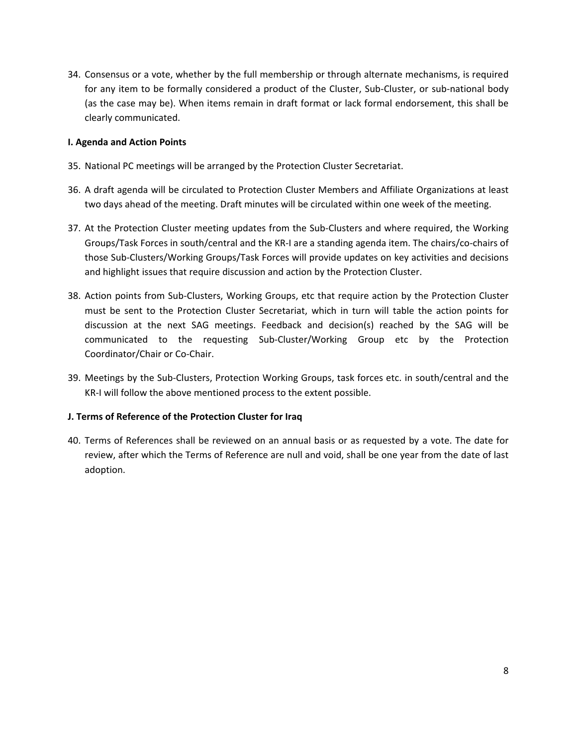34. Consensus or a vote, whether by the full membership or through alternate mechanisms, is required for any item to be formally considered a product of the Cluster, Sub-Cluster, or sub-national body (as the case may be). When items remain in draft format or lack formal endorsement, this shall be clearly communicated.

**I. Agenda and Action Points**

35. National PC meetings will be arranged by the Protection Cluster Secretariat.

36. A draft agenda will be circulated to Protection Cluster Members and Affiliate Organizations at least two days ahead of the meeting. Draft minutes will be circulated within one week of the meeting.

37. At the Protection Cluster meeting updates from the Sub-Clusters and where required, the Working Groups/Task Forces in south/central and the KR-I are a standing agenda item. The chairs/co-chairs of those Sub-Clusters/Working Groups/Task Forces will provide updates on key activities and decisions and highlight issues that require discussion and action by the Protection Cluster.

38. Action points from Sub-Clusters, Working Groups, etc that require action by the Protection Cluster must be sent to the Protection Cluster Secretariat, which in turn will table the action points for discussion at the next SAG meetings. Feedback and decision(s) reached by the SAG will be communicated to the requesting Sub-Cluster/Working Group etc by the Protection Coordinator/Chair or Co-Chair.

39. Meetings by the Sub-Clusters, Protection Working Groups, task forces etc. in south/central and the KR-I will follow the above mentioned process to the extent possible.

**J. Terms of Reference of the Protection Cluster for Iraq**

40. Terms of References shall be reviewed on an annual basis or as requested by a vote. The date for review, after which the Terms of Reference are null and void, shall be one year from the date of last adoption.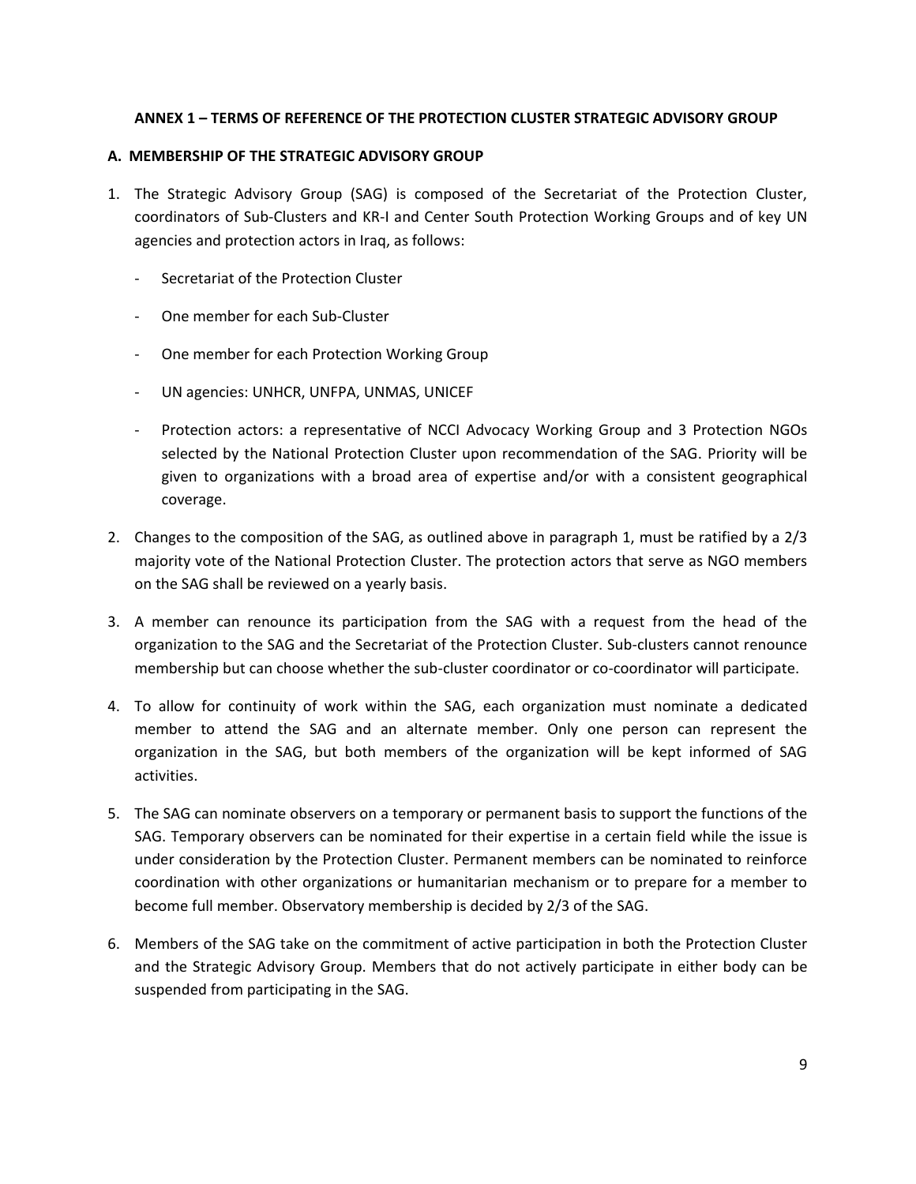## ANNEX 1 – TERMS OF REFERENCE OF THE PROTECTION CLUSTER STRATEGIC ADVISORY GROUP

### A. MEMBERSHIP OF THE STRATEGIC ADVISORY GROUP

1. The Strategic Advisory Group (SAG) is composed of the Secretariat of the Protection Cluster, coordinators of Sub-Clusters and KR-I and Center South Protection Working Groups and of key UN agencies and protection actors in Iraq, as follows:

   - Secretariat of the Protection Cluster
   - One member for each Sub-Cluster
   - One member for each Protection Working Group
   - UN agencies: UNHCR, UNFPA, UNMAS, UNICEF
   - Protection actors: a representative of NCCI Advocacy Working Group and 3 Protection NGOs selected by the National Protection Cluster upon recommendation of the SAG. Priority will be given to organizations with a broad area of expertise and/or with a consistent geographical coverage.

2. Changes to the composition of the SAG, as outlined above in paragraph 1, must be ratified by a 2/3 majority vote of the National Protection Cluster. The protection actors that serve as NGO members on the SAG shall be reviewed on a yearly basis.

3. A member can renounce its participation from the SAG with a request from the head of the organization to the SAG and the Secretariat of the Protection Cluster. Sub-clusters cannot renounce membership but can choose whether the sub-cluster coordinator or co-coordinator will participate.

4. To allow for continuity of work within the SAG, each organization must nominate a dedicated member to attend the SAG and an alternate member. Only one person can represent the organization in the SAG, but both members of the organization will be kept informed of SAG activities.

5. The SAG can nominate observers on a temporary or permanent basis to support the functions of the SAG. Temporary observers can be nominated for their expertise in a certain field while the issue is under consideration by the Protection Cluster. Permanent members can be nominated to reinforce coordination with other organizations or humanitarian mechanism or to prepare for a member to become full member. Observatory membership is decided by 2/3 of the SAG.

6. Members of the SAG take on the commitment of active participation in both the Protection Cluster and the Strategic Advisory Group. Members that do not actively participate in either body can be suspended from participating in the SAG.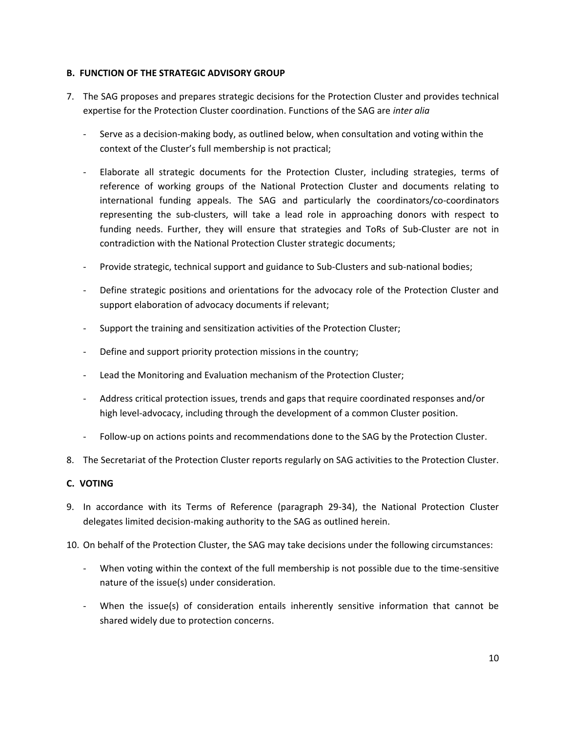### B. FUNCTION OF THE STRATEGIC ADVISORY GROUP

7. The SAG proposes and prepares strategic decisions for the Protection Cluster and provides technical expertise for the Protection Cluster coordination. Functions of the SAG are *inter alia*

   - Serve as a decision-making body, as outlined below, when consultation and voting within the context of the Cluster's full membership is not practical;

   - Elaborate all strategic documents for the Protection Cluster, including strategies, terms of reference of working groups of the National Protection Cluster and documents relating to international funding appeals. The SAG and particularly the coordinators/co-coordinators representing the sub-clusters, will take a lead role in approaching donors with respect to funding needs. Further, they will ensure that strategies and ToRs of Sub-Cluster are not in contradiction with the National Protection Cluster strategic documents;

   - Provide strategic, technical support and guidance to Sub-Clusters and sub-national bodies;

   - Define strategic positions and orientations for the advocacy role of the Protection Cluster and support elaboration of advocacy documents if relevant;

   - Support the training and sensitization activities of the Protection Cluster;

   - Define and support priority protection missions in the country;

   - Lead the Monitoring and Evaluation mechanism of the Protection Cluster;

   - Address critical protection issues, trends and gaps that require coordinated responses and/or high level-advocacy, including through the development of a common Cluster position.

   - Follow-up on actions points and recommendations done to the SAG by the Protection Cluster.

8. The Secretariat of the Protection Cluster reports regularly on SAG activities to the Protection Cluster.

### C. VOTING

9. In accordance with its Terms of Reference (paragraph 29-34), the National Protection Cluster delegates limited decision-making authority to the SAG as outlined herein.

10. On behalf of the Protection Cluster, the SAG may take decisions under the following circumstances:

    - When voting within the context of the full membership is not possible due to the time-sensitive nature of the issue(s) under consideration.

    - When the issue(s) of consideration entails inherently sensitive information that cannot be shared widely due to protection concerns.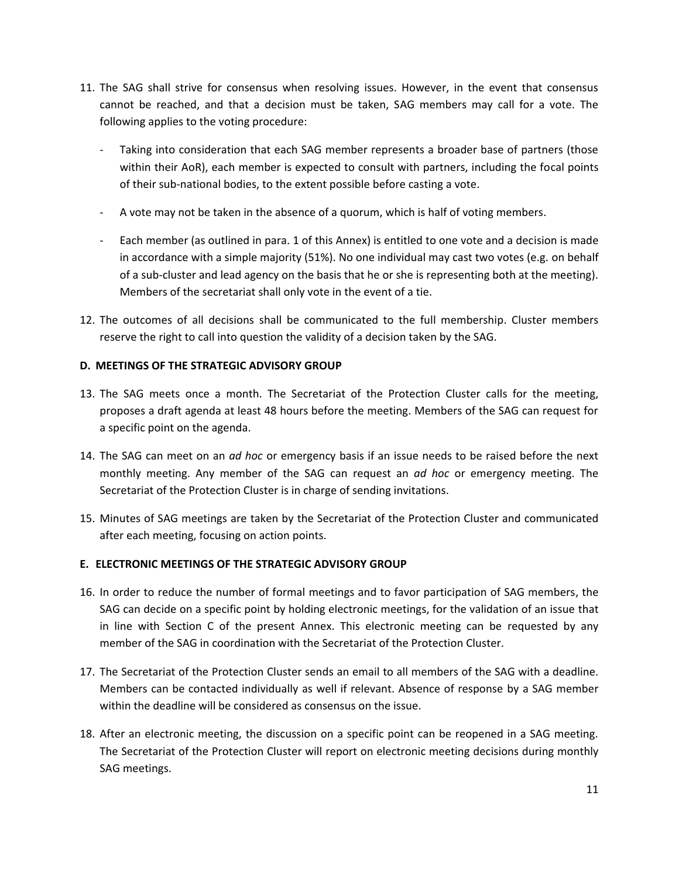11. The SAG shall strive for consensus when resolving issues. However, in the event that consensus cannot be reached, and that a decision must be taken, SAG members may call for a vote. The following applies to the voting procedure:

    - Taking into consideration that each SAG member represents a broader base of partners (those within their AoR), each member is expected to consult with partners, including the focal points of their sub-national bodies, to the extent possible before casting a vote.

    - A vote may not be taken in the absence of a quorum, which is half of voting members.

    - Each member (as outlined in para. 1 of this Annex) is entitled to one vote and a decision is made in accordance with a simple majority (51%). No one individual may cast two votes (e.g. on behalf of a sub-cluster and lead agency on the basis that he or she is representing both at the meeting). Members of the secretariat shall only vote in the event of a tie.

12. The outcomes of all decisions shall be communicated to the full membership. Cluster members reserve the right to call into question the validity of a decision taken by the SAG.

**D. MEETINGS OF THE STRATEGIC ADVISORY GROUP**

13. The SAG meets once a month. The Secretariat of the Protection Cluster calls for the meeting, proposes a draft agenda at least 48 hours before the meeting. Members of the SAG can request for a specific point on the agenda.

14. The SAG can meet on an *ad hoc* or emergency basis if an issue needs to be raised before the next monthly meeting. Any member of the SAG can request an *ad hoc* or emergency meeting. The Secretariat of the Protection Cluster is in charge of sending invitations.

15. Minutes of SAG meetings are taken by the Secretariat of the Protection Cluster and communicated after each meeting, focusing on action points.

**E. ELECTRONIC MEETINGS OF THE STRATEGIC ADVISORY GROUP**

16. In order to reduce the number of formal meetings and to favor participation of SAG members, the SAG can decide on a specific point by holding electronic meetings, for the validation of an issue that in line with Section C of the present Annex. This electronic meeting can be requested by any member of the SAG in coordination with the Secretariat of the Protection Cluster.

17. The Secretariat of the Protection Cluster sends an email to all members of the SAG with a deadline. Members can be contacted individually as well if relevant. Absence of response by a SAG member within the deadline will be considered as consensus on the issue.

18. After an electronic meeting, the discussion on a specific point can be reopened in a SAG meeting. The Secretariat of the Protection Cluster will report on electronic meeting decisions during monthly SAG meetings.